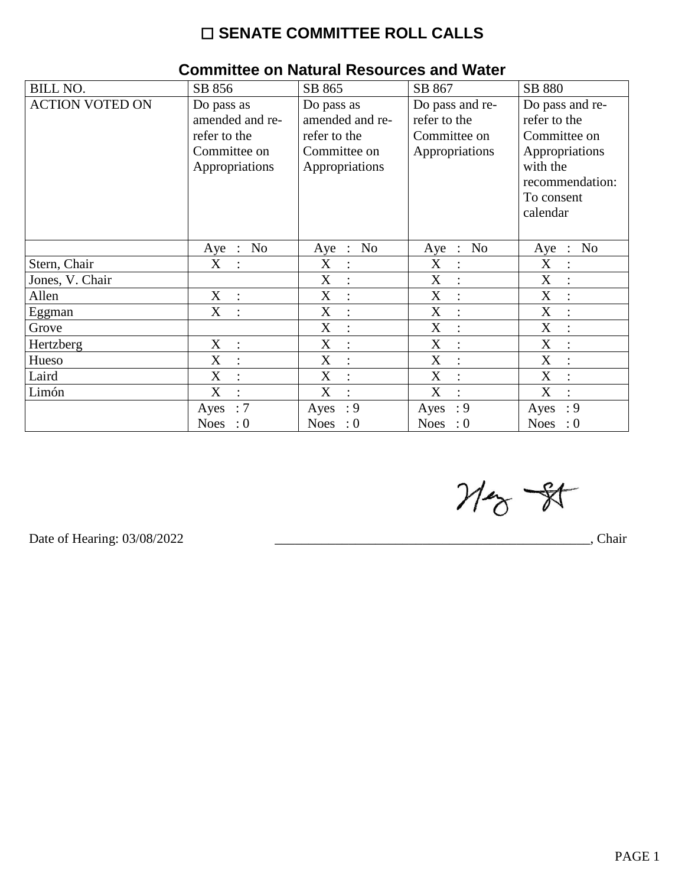# ☐ SENATE COMMITTEE ROLL CALLS

## Committee on Natural Resources and Water

| BILL NO. | SB 856 | SB 865 | SB 867 | SB 880 |
|---|---|---|---|---|
| ACTION VOTED ON | Do pass as amended and re-refer to the Committee on Appropriations | Do pass as amended and re-refer to the Committee on Appropriations | Do pass and re-refer to the Committee on Appropriations | Do pass and re-refer to the Committee on Appropriations with the recommendation: To consent calendar |
| | Aye : No | Aye : No | Aye : No | Aye : No |
| Stern, Chair | X : | X : | X : | X : |
| Jones, V. Chair | | X : | X : | X : |
| Allen | X : | X : | X : | X : |
| Eggman | X : | X : | X : | X : |
| Grove | | X : | X : | X : |
| Hertzberg | X : | X : | X : | X : |
| Hueso | X : | X : | X : | X : |
| Laird | X : | X : | X : | X : |
| Limón | X : | X : | X : | X : |
| | Ayes : 7<br>Noes : 0 | Ayes : 9<br>Noes : 0 | Ayes : 9<br>Noes : 0 | Ayes : 9<br>Noes : 0 |

Date of Hearing: 03/08/2022

_________________________________________________, Chair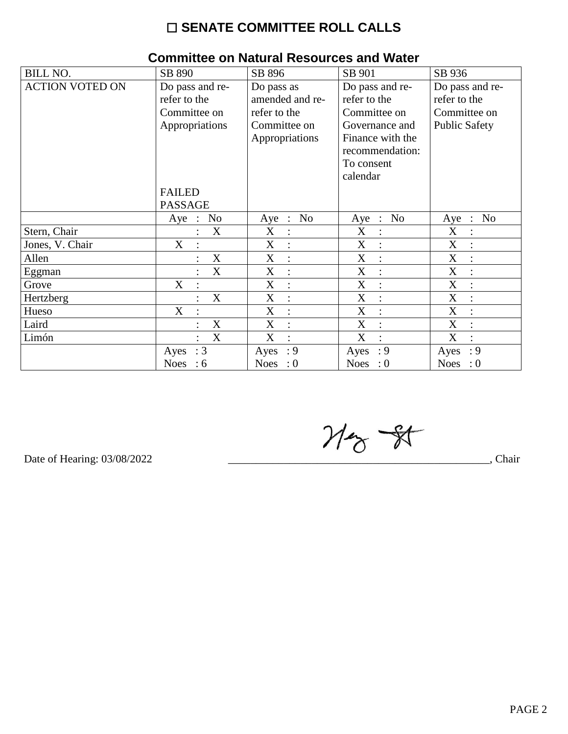# ☐ SENATE COMMITTEE ROLL CALLS

## Committee on Natural Resources and Water

| BILL NO. | SB 890 | SB 896 | SB 901 | SB 936 |
|---|---|---|---|---|
| ACTION VOTED ON | Do pass and re-refer to the Committee on Appropriations<br><br>FAILED PASSAGE | Do pass as amended and re-refer to the Committee on Appropriations | Do pass and re-refer to the Committee on Governance and Finance with the recommendation: To consent calendar | Do pass and re-refer to the Committee on Public Safety |
| | Aye : No | Aye : No | Aye : No | Aye : No |
| Stern, Chair | : X | X : | X : | X : |
| Jones, V. Chair | X : | X : | X : | X : |
| Allen | : X | X : | X : | X : |
| Eggman | : X | X : | X : | X : |
| Grove | X : | X : | X : | X : |
| Hertzberg | : X | X : | X : | X : |
| Hueso | X : | X : | X : | X : |
| Laird | : X | X : | X : | X : |
| Limón | : X | X : | X : | X : |
| | Ayes : 3<br>Noes : 6 | Ayes : 9<br>Noes : 0 | Ayes : 9<br>Noes : 0 | Ayes : 9<br>Noes : 0 |

Date of Hearing: 03/08/2022

_______________________________________________, Chair